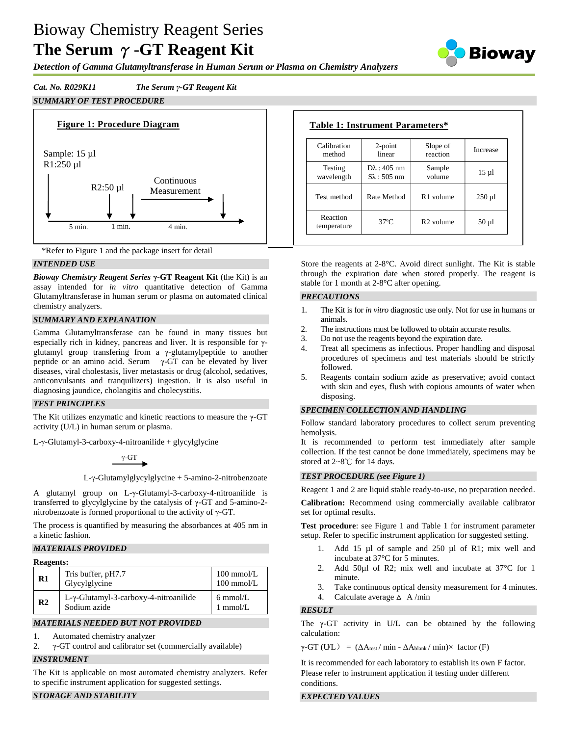# Bioway Chemistry Reagent Series

# The Serum γ-GT Reagent Kit

***Detection of Gamma Glutamyltransferase in Human Serum or Plasma on Chemistry Analyzers***

*Cat. No. R029K11* *The Serum γ-GT Reagent Kit*

## *SUMMARY OF TEST PROCEDURE*

**Figure 1: Procedure Diagram**

Sample: 15 µl
R1:250 µl

R2:50 µl

Continuous Measurement

5 min. 1 min. 4 min.

\*Refer to Figure 1 and the package insert for detail

**Table 1: Instrument Parameters\***

| Calibration method | 2-point linear | Slope of reaction | Increase |
|---|---|---|---|
| Testing wavelength | Dλ : 405 nm<br>Sλ : 505 nm | Sample volume | 15 µl |
| Test method | Rate Method | R1 volume | 250 µl |
| Reaction temperature | 37ºC | R2 volume | 50 µl |

## *INTENDED USE*

***Bioway Chemistry Reagent Series* γ-GT Reagent Kit** (the Kit) is an assay intended for *in vitro* quantitative detection of Gamma Glutamyltransferase in human serum or plasma on automated clinical chemistry analyzers.

## *SUMMARY AND EXPLANATION*

Gamma Glutamyltransferase can be found in many tissues but especially rich in kidney, pancreas and liver. It is responsible for γ-glutamyl group transfering from a γ-glutamylpeptide to another peptide or an amino acid. Serum γ-GT can be elevated by liver diseases, viral cholestasis, liver metastasis or drug (alcohol, sedatives, anticonvulsants and tranquilizers) ingestion. It is also useful in diagnosing jaundice, cholangitis and cholecystitis.

## *TEST PRINCIPLES*

The Kit utilizes enzymatic and kinetic reactions to measure the γ-GT activity (U/L) in human serum or plasma.

L-γ-Glutamyl-3-carboxy-4-nitroanilide + glycylglycine

$$\xrightarrow{\gamma\text{-GT}}$$

L-γ-Glutamylglycylglycine + 5-amino-2-nitrobenzoate

A glutamyl group on L-γ-Glutamyl-3-carboxy-4-nitroanilide is transferred to glycylglycine by the catalysis of γ-GT and 5-amino-2-nitrobenzoate is formed proportional to the activity of γ-GT.

The process is quantified by measuring the absorbances at 405 nm in a kinetic fashion.

## *MATERIALS PROVIDED*

**Reagents:**

| | | |
|---|---|---|
| **R1** | Tris buffer, pH7.7<br>Glycylglycine | 100 mmol/L<br>100 mmol/L |
| **R2** | L-γ-Glutamyl-3-carboxy-4-nitroanilide<br>Sodium azide | 6 mmol/L<br>1 mmol/L |

## *MATERIALS NEEDED BUT NOT PROVIDED*

1. Automated chemistry analyzer
2. γ-GT control and calibrator set (commercially available)

## *INSTRUMENT*

The Kit is applicable on most automated chemistry analyzers. Refer to specific instrument application for suggested settings.

## *STORAGE AND STABILITY*

Store the reagents at 2-8°C. Avoid direct sunlight. The Kit is stable through the expiration date when stored properly. The reagent is stable for 1 month at 2-8°C after opening.

## *PRECAUTIONS*

1. The Kit is for *in vitro* diagnostic use only. Not for use in humans or animals.
2. The instructions must be followed to obtain accurate results.
3. Do not use the reagents beyond the expiration date.
4. Treat all specimens as infectious. Proper handling and disposal procedures of specimens and test materials should be strictly followed.
5. Reagents contain sodium azide as preservative; avoid contact with skin and eyes, flush with copious amounts of water when disposing.

## *SPECIMEN COLLECTION AND HANDLING*

Follow standard laboratory procedures to collect serum preventing hemolysis.

It is recommended to perform test immediately after sample collection. If the test cannot be done immediately, specimens may be stored at 2~8℃ for 14 days.

## *TEST PROCEDURE (see Figure 1)*

Reagent 1 and 2 are liquid stable ready-to-use, no preparation needed.

**Calibration:** Recommend using commercially available calibrator set for optimal results.

**Test procedure**: see Figure 1 and Table 1 for instrument parameter setup. Refer to specific instrument application for suggested setting.

1. Add 15 µl of sample and 250 µl of R1; mix well and incubate at 37°C for 5 minutes.
2. Add 50µl of R2; mix well and incubate at 37°C for 1 minute.
3. Take continuous optical density measurement for 4 minutes.
4. Calculate average $\Delta$ A /min

## *RESULT*

The γ-GT activity in U/L can be obtained by the following calculation:

$$\gamma\text{-GT (U/L)} = (\Delta A_{test} / \min - \Delta A_{blank} / \min) \times \text{factor (F)}$$

It is recommended for each laboratory to establish its own F factor. Please refer to instrument application if testing under different conditions.

## *EXPECTED VALUES*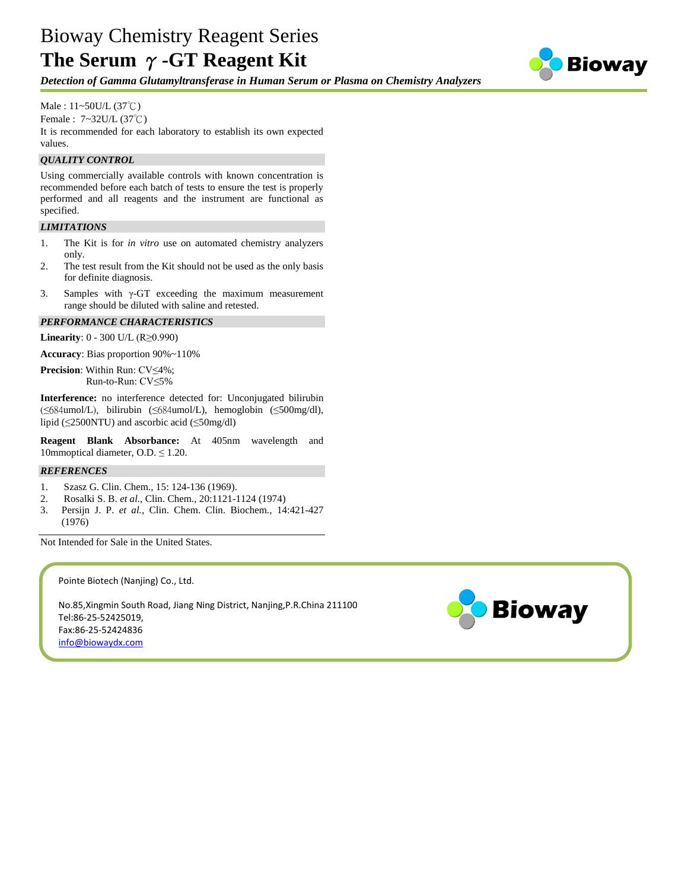# Bioway Chemistry Reagent Series

# The Serum γ-GT Reagent Kit

***Detection of Gamma Glutamyltransferase in Human Serum or Plasma on Chemistry Analyzers***

Male : 11~50U/L (37℃)
Female : 7~32U/L (37℃)
It is recommended for each laboratory to establish its own expected values.

### *QUALITY CONTROL*

Using commercially available controls with known concentration is recommended before each batch of tests to ensure the test is properly performed and all reagents and the instrument are functional as specified.

### *LIMITATIONS*

1. The Kit is for *in vitro* use on automated chemistry analyzers only.
2. The test result from the Kit should not be used as the only basis for definite diagnosis.
3. Samples with γ-GT exceeding the maximum measurement range should be diluted with saline and retested.

### *PERFORMANCE CHARACTERISTICS*

**Linearity**: 0 - 300 U/L (R≥0.990)

**Accuracy**: Bias proportion 90%~110%

**Precision**: Within Run: CV≤4%;
Run-to-Run: CV≤5%

**Interference:** no interference detected for: Unconjugated bilirubin (≤684umol/L), bilirubin (≤684umol/L), hemoglobin (≤500mg/dl), lipid (≤2500NTU) and ascorbic acid (≤50mg/dl)

**Reagent Blank Absorbance:** At 405nm wavelength and 10mmoptical diameter, O.D. ≤ 1.20.

### *REFERENCES*

1. Szasz G. Clin. Chem., 15: 124-136 (1969).
2. Rosalki S. B. *et al.*, Clin. Chem., 20:1121-1124 (1974)
3. Persijn J. P. *et al.*, Clin. Chem. Clin. Biochem., 14:421-427 (1976)

Not Intended for Sale in the United States.

Pointe Biotech (Nanjing) Co., Ltd.

No.85,Xingmin South Road, Jiang Ning District, Nanjing,P.R.China 211100
Tel:86-25-52425019,
Fax:86-25-52424836
info@biowaydx.com